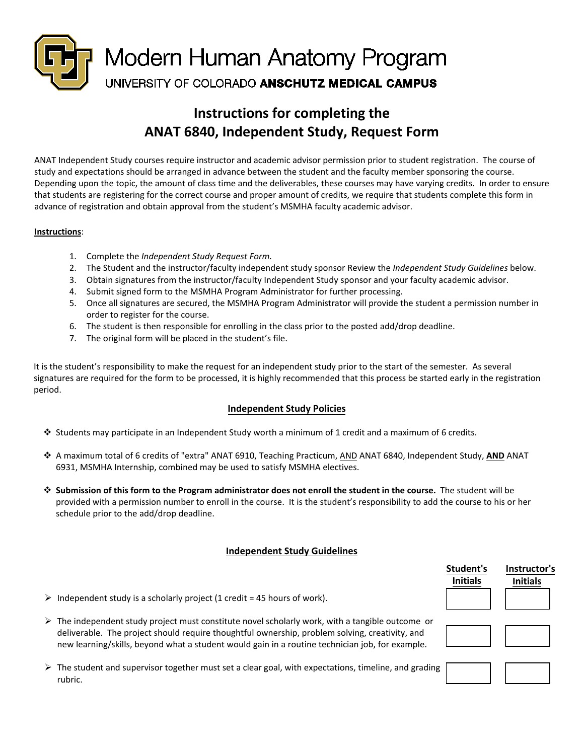# Modern Human Anatomy Program

UNIVERSITY OF COLORADO **ANSCHUTZ MEDICAL CAMPUS**

## Instructions for completing the ANAT 6840, Independent Study, Request Form

ANAT Independent Study courses require instructor and academic advisor permission prior to student registration. The course of study and expectations should be arranged in advance between the student and the faculty member sponsoring the course. Depending upon the topic, the amount of class time and the deliverables, these courses may have varying credits. In order to ensure that students are registering for the correct course and proper amount of credits, we require that students complete this form in advance of registration and obtain approval from the student's MSMHA faculty academic advisor.

**Instructions**:

1. Complete the *Independent Study Request Form.*
2. The Student and the instructor/faculty independent study sponsor Review the *Independent Study Guidelines* below.
3. Obtain signatures from the instructor/faculty Independent Study sponsor and your faculty academic advisor.
4. Submit signed form to the MSMHA Program Administrator for further processing.
5. Once all signatures are secured, the MSMHA Program Administrator will provide the student a permission number in order to register for the course.
6. The student is then responsible for enrolling in the class prior to the posted add/drop deadline.
7. The original form will be placed in the student's file.

It is the student's responsibility to make the request for an independent study prior to the start of the semester. As several signatures are required for the form to be processed, it is highly recommended that this process be started early in the registration period.

### Independent Study Policies

- Students may participate in an Independent Study worth a minimum of 1 credit and a maximum of 6 credits.
- A maximum total of 6 credits of "extra" ANAT 6910, Teaching Practicum, AND ANAT 6840, Independent Study, **AND** ANAT 6931, MSMHA Internship, combined may be used to satisfy MSMHA electives.
- **Submission of this form to the Program administrator does not enroll the student in the course.** The student will be provided with a permission number to enroll in the course. It is the student's responsibility to add the course to his or her schedule prior to the add/drop deadline.

### Independent Study Guidelines

| | Student's Initials | Instructor's Initials |
|---|---|---|
| Independent study is a scholarly project (1 credit = 45 hours of work). | | |
| The independent study project must constitute novel scholarly work, with a tangible outcome or deliverable. The project should require thoughtful ownership, problem solving, creativity, and new learning/skills, beyond what a student would gain in a routine technician job, for example. | | |
| The student and supervisor together must set a clear goal, with expectations, timeline, and grading rubric. | | |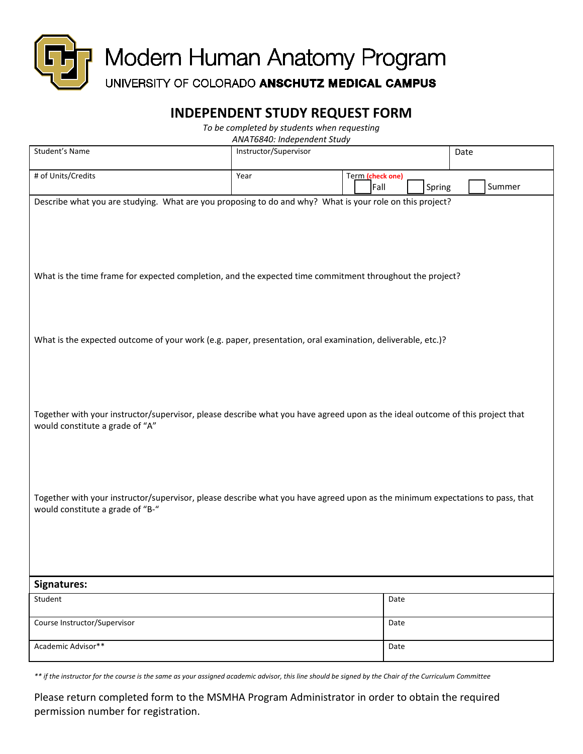Modern Human Anatomy Program

UNIVERSITY OF COLORADO **ANSCHUTZ MEDICAL CAMPUS**

# INDEPENDENT STUDY REQUEST FORM

*To be completed by students when requesting*
*ANAT6840: Independent Study*

| | | | |
|---|---|---|---|
| Student's Name | Instructor/Supervisor | | Date |
| # of Units/Credits | Year | Term **(check one)** ☐ Fall ☐ Spring ☐ Summer | |

Describe what you are studying. What are you proposing to do and why? What is your role on this project?

What is the time frame for expected completion, and the expected time commitment throughout the project?

What is the expected outcome of your work (e.g. paper, presentation, oral examination, deliverable, etc.)?

Together with your instructor/supervisor, please describe what you have agreed upon as the ideal outcome of this project that would constitute a grade of "A"

Together with your instructor/supervisor, please describe what you have agreed upon as the minimum expectations to pass, that would constitute a grade of "B-"

**Signatures:**

| | |
|---|---|
| Student | Date |
| Course Instructor/Supervisor | Date |
| Academic Advisor** | Date |

*** if the instructor for the course is the same as your assigned academic advisor, this line should be signed by the Chair of the Curriculum Committee*

Please return completed form to the MSMHA Program Administrator in order to obtain the required permission number for registration.